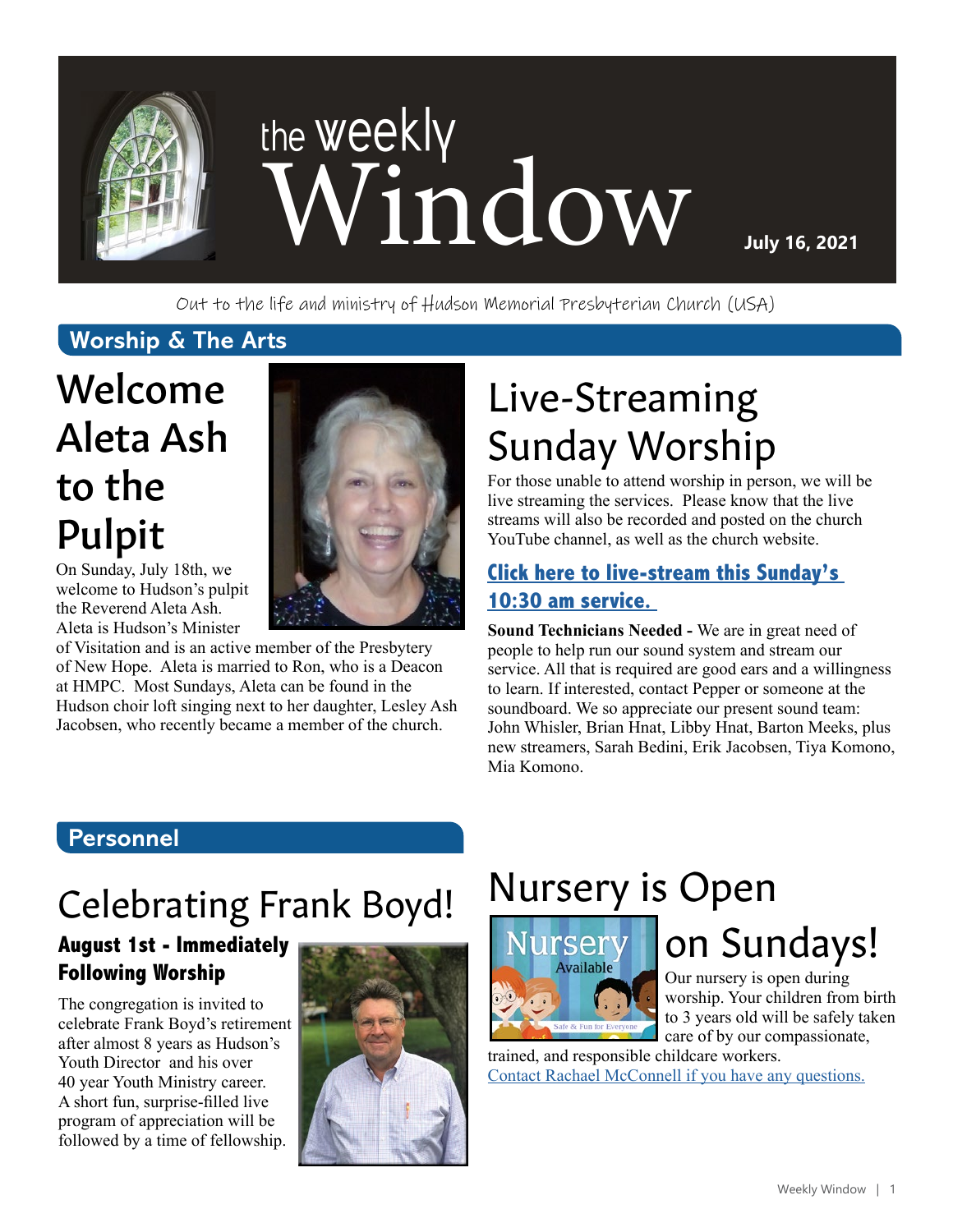# the weekly Window

**July 16, 2021**

Out to the life and ministry of Hudson Memorial Presbyterian Church (USA)

## Worship & The Arts

### Welcome Aleta Ash to the Pulpit

On Sunday, July 18th, we welcome to Hudson's pulpit the Reverend Aleta Ash. Aleta is Hudson's Minister of Visitation and is an active member of the Presbytery of New Hope. Aleta is married to Ron, who is a Deacon at HMPC. Most Sundays, Aleta can be found in the Hudson choir loft singing next to her daughter, Lesley Ash Jacobsen, who recently became a member of the church.

### Live-Streaming Sunday Worship

For those unable to attend worship in person, we will be live streaming the services. Please know that the live streams will also be recorded and posted on the church YouTube channel, as well as the church website.

**Click here to live-stream this Sunday's 10:30 am service.**

**Sound Technicians Needed -** We are in great need of people to help run our sound system and stream our service. All that is required are good ears and a willingness to learn. If interested, contact Pepper or someone at the soundboard. We so appreciate our present sound team: John Whisler, Brian Hnat, Libby Hnat, Barton Meeks, plus new streamers, Sarah Bedini, Erik Jacobsen, Tiya Komono, Mia Komono.

## Personnel

### Celebrating Frank Boyd!

**August 1st - Immediately Following Worship**

The congregation is invited to celebrate Frank Boyd's retirement after almost 8 years as Hudson's Youth Director and his over 40 year Youth Ministry career. A short fun, surprise-filled live program of appreciation will be followed by a time of fellowship.

### Nursery is Open on Sundays!

Nursery Available

Safe & Fun for Everyone

Our nursery is open during worship. Your children from birth to 3 years old will be safely taken care of by our compassionate, trained, and responsible childcare workers.

Contact Rachael McConnell if you have any questions.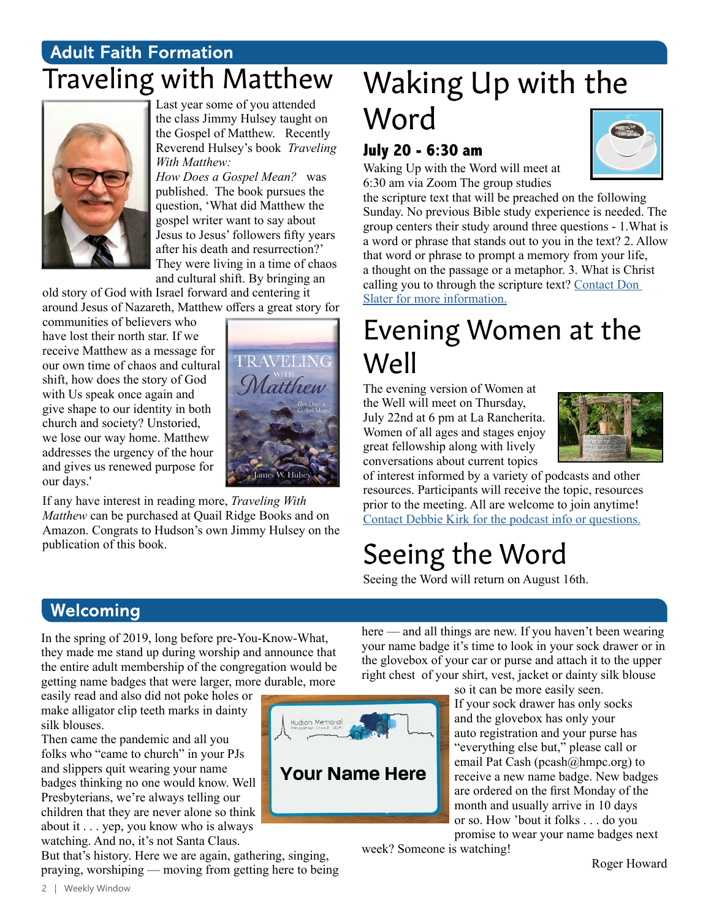## Adult Faith Formation

# Traveling with Matthew

Last year some of you attended the class Jimmy Hulsey taught on the Gospel of Matthew. Recently Reverend Hulsey's book *Traveling With Matthew: How Does a Gospel Mean?* was published. The book pursues the question, 'What did Matthew the gospel writer want to say about Jesus to Jesus' followers fifty years after his death and resurrection?' They were living in a time of chaos and cultural shift. By bringing an old story of God with Israel forward and centering it around Jesus of Nazareth, Matthew offers a great story for communities of believers who have lost their north star. If we receive Matthew as a message for our own time of chaos and cultural shift, how does the story of God with Us speak once again and give shape to our identity in both church and society? Unstoried, we lose our way home. Matthew addresses the urgency of the hour and gives us renewed purpose for our days.'

If any have interest in reading more, *Traveling With Matthew* can be purchased at Quail Ridge Books and on Amazon. Congrats to Hudson's own Jimmy Hulsey on the publication of this book.

# Waking Up with the Word

**July 20 - 6:30 am**

Waking Up with the Word will meet at 6:30 am via Zoom The group studies the scripture text that will be preached on the following Sunday. No previous Bible study experience is needed. The group centers their study around three questions - 1.What is a word or phrase that stands out to you in the text? 2. Allow that word or phrase to prompt a memory from your life, a thought on the passage or a metaphor. 3. What is Christ calling you to through the scripture text? Contact Don Slater for more information.

# Evening Women at the Well

The evening version of Women at the Well will meet on Thursday, July 22nd at 6 pm at La Rancherita. Women of all ages and stages enjoy great fellowship along with lively conversations about current topics of interest informed by a variety of podcasts and other resources. Participants will receive the topic, resources prior to the meeting. All are welcome to join anytime! Contact Debbie Kirk for the podcast info or questions.

# Seeing the Word

Seeing the Word will return on August 16th.

## Welcoming

In the spring of 2019, long before pre-You-Know-What, they made me stand up during worship and announce that the entire adult membership of the congregation would be getting name badges that were larger, more durable, more easily read and also did not poke holes or make alligator clip teeth marks in dainty silk blouses.

Then came the pandemic and all you folks who "came to church" in your PJs and slippers quit wearing your name badges thinking no one would know. Well Presbyterians, we're always telling our children that they are never alone so think about it . . . yep, you know who is always watching. And no, it's not Santa Claus.

But that's history. Here we are again, gathering, singing, praying, worshiping — moving from getting here to being here — and all things are new. If you haven't been wearing your name badge it's time to look in your sock drawer or in the glovebox of your car or purse and attach it to the upper right chest of your shirt, vest, jacket or dainty silk blouse so it can be more easily seen.

If your sock drawer has only socks and the glovebox has only your auto registration and your purse has "everything else but," please call or email Pat Cash (pcash@hmpc.org) to receive a new name badge. New badges are ordered on the first Monday of the month and usually arrive in 10 days or so. How 'bout it folks . . . do you promise to wear your name badges next week? Someone is watching!

Roger Howard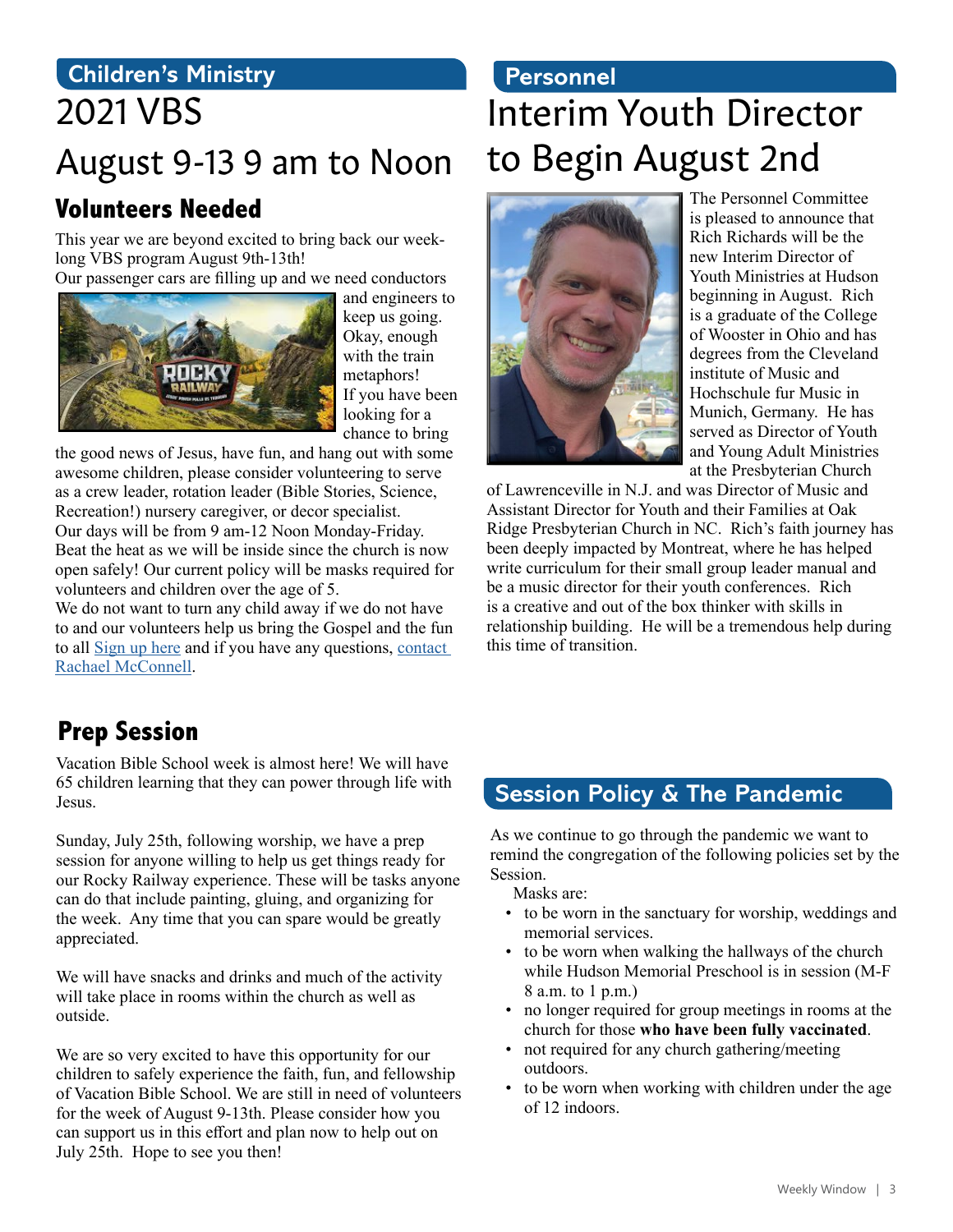## Children's Ministry

# 2021 VBS

# August 9-13 9 am to Noon

### Volunteers Needed

This year we are beyond excited to bring back our week-long VBS program August 9th-13th!

Our passenger cars are filling up and we need conductors and engineers to keep us going. Okay, enough with the train metaphors! If you have been looking for a chance to bring the good news of Jesus, have fun, and hang out with some awesome children, please consider volunteering to serve as a crew leader, rotation leader (Bible Stories, Science, Recreation!) nursery caregiver, or decor specialist.

Our days will be from 9 am-12 Noon Monday-Friday. Beat the heat as we will be inside since the church is now open safely! Our current policy will be masks required for volunteers and children over the age of 5.

We do not want to turn any child away if we do not have to and our volunteers help us bring the Gospel and the fun to all Sign up here and if you have any questions, contact Rachael McConnell.

### Prep Session

Vacation Bible School week is almost here! We will have 65 children learning that they can power through life with Jesus.

Sunday, July 25th, following worship, we have a prep session for anyone willing to help us get things ready for our Rocky Railway experience. These will be tasks anyone can do that include painting, gluing, and organizing for the week. Any time that you can spare would be greatly appreciated.

We will have snacks and drinks and much of the activity will take place in rooms within the church as well as outside.

We are so very excited to have this opportunity for our children to safely experience the faith, fun, and fellowship of Vacation Bible School. We are still in need of volunteers for the week of August 9-13th. Please consider how you can support us in this effort and plan now to help out on July 25th. Hope to see you then!

## Personnel

# Interim Youth Director to Begin August 2nd

The Personnel Committee is pleased to announce that Rich Richards will be the new Interim Director of Youth Ministries at Hudson beginning in August. Rich is a graduate of the College of Wooster in Ohio and has degrees from the Cleveland institute of Music and Hochschule fur Music in Munich, Germany. He has served as Director of Youth and Young Adult Ministries at the Presbyterian Church of Lawrenceville in N.J. and was Director of Music and Assistant Director for Youth and their Families at Oak Ridge Presbyterian Church in NC. Rich's faith journey has been deeply impacted by Montreat, where he has helped write curriculum for their small group leader manual and be a music director for their youth conferences. Rich is a creative and out of the box thinker with skills in relationship building. He will be a tremendous help during this time of transition.

## Session Policy & The Pandemic

As we continue to go through the pandemic we want to remind the congregation of the following policies set by the Session.

Masks are:

- to be worn in the sanctuary for worship, weddings and memorial services.
- to be worn when walking the hallways of the church while Hudson Memorial Preschool is in session (M-F 8 a.m. to 1 p.m.)
- no longer required for group meetings in rooms at the church for those **who have been fully vaccinated**.
- not required for any church gathering/meeting outdoors.
- to be worn when working with children under the age of 12 indoors.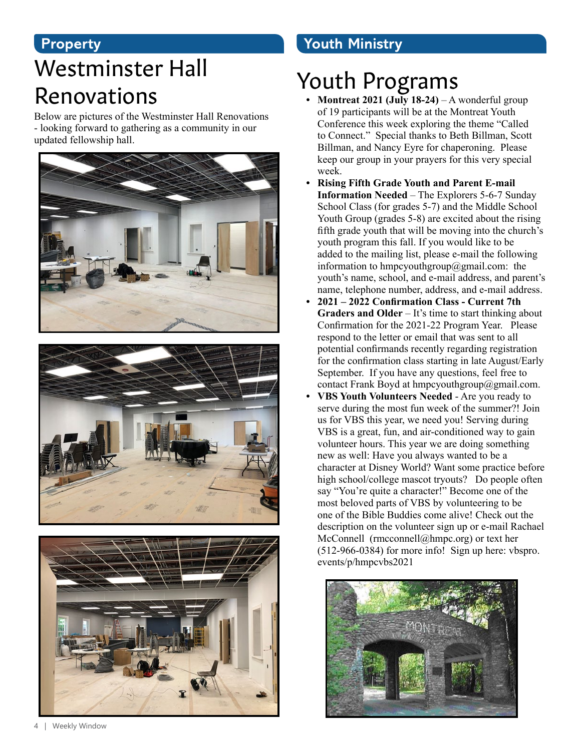## Property

# Westminster Hall Renovations

Below are pictures of the Westminster Hall Renovations - looking forward to gathering as a community in our updated fellowship hall.

## Youth Ministry

# Youth Programs

- **Montreat 2021 (July 18-24)** – A wonderful group of 19 participants will be at the Montreat Youth Conference this week exploring the theme "Called to Connect." Special thanks to Beth Billman, Scott Billman, and Nancy Eyre for chaperoning. Please keep our group in your prayers for this very special week.
- **Rising Fifth Grade Youth and Parent E-mail Information Needed** – The Explorers 5-6-7 Sunday School Class (for grades 5-7) and the Middle School Youth Group (grades 5-8) are excited about the rising fifth grade youth that will be moving into the church's youth program this fall. If you would like to be added to the mailing list, please e-mail the following information to hmpcyouthgroup@gmail.com: the youth's name, school, and e-mail address, and parent's name, telephone number, address, and e-mail address.
- **2021 – 2022 Confirmation Class - Current 7th Graders and Older** – It's time to start thinking about Confirmation for the 2021-22 Program Year. Please respond to the letter or email that was sent to all potential confirmands recently regarding registration for the confirmation class starting in late August/Early September. If you have any questions, feel free to contact Frank Boyd at hmpcyouthgroup@gmail.com.
- **VBS Youth Volunteers Needed** - Are you ready to serve during the most fun week of the summer?! Join us for VBS this year, we need you! Serving during VBS is a great, fun, and air-conditioned way to gain volunteer hours. This year we are doing something new as well: Have you always wanted to be a character at Disney World? Want some practice before high school/college mascot tryouts? Do people often say "You're quite a character!" Become one of the most beloved parts of VBS by volunteering to be one of the Bible Buddies come alive! Check out the description on the volunteer sign up or e-mail Rachael McConnell (rmcconnell@hmpc.org) or text her (512-966-0384) for more info! Sign up here: vbspro.events/p/hmpcvbs2021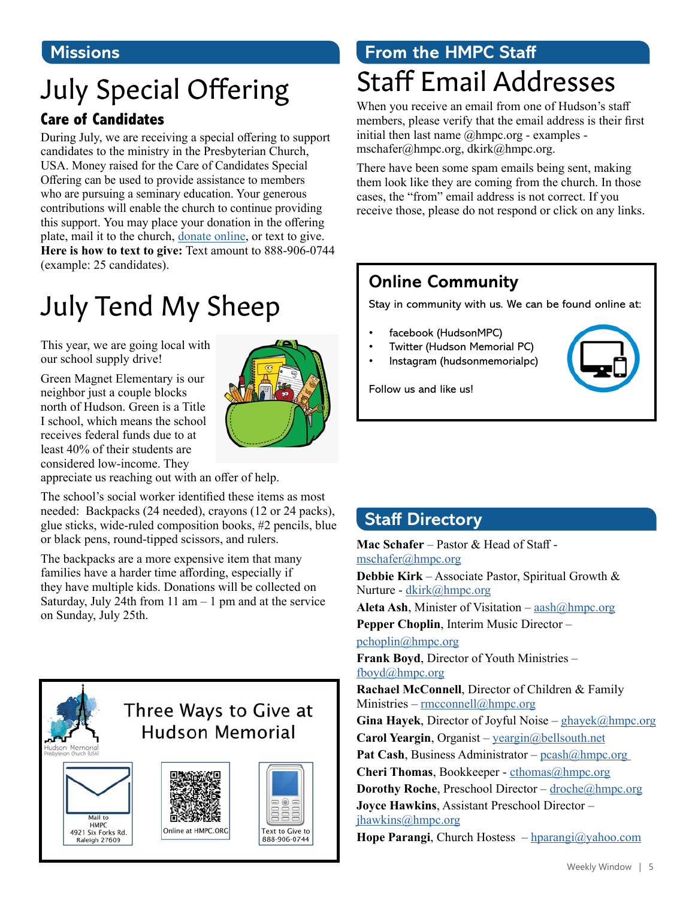## Missions

# July Special Offering

### Care of Candidates

During July, we are receiving a special offering to support candidates to the ministry in the Presbyterian Church, USA. Money raised for the Care of Candidates Special Offering can be used to provide assistance to members who are pursuing a seminary education. Your generous contributions will enable the church to continue providing this support. You may place your donation in the offering plate, mail it to the church, donate online, or text to give. **Here is how to text to give:** Text amount to 888-906-0744 (example: 25 candidates).

# July Tend My Sheep

This year, we are going local with our school supply drive!

Green Magnet Elementary is our neighbor just a couple blocks north of Hudson. Green is a Title I school, which means the school receives federal funds due to at least 40% of their students are considered low-income. They appreciate us reaching out with an offer of help.

The school's social worker identified these items as most needed: Backpacks (24 needed), crayons (12 or 24 packs), glue sticks, wide-ruled composition books, #2 pencils, blue or black pens, round-tipped scissors, and rulers.

The backpacks are a more expensive item that many families have a harder time affording, especially if they have multiple kids. Donations will be collected on Saturday, July 24th from 11 am – 1 pm and at the service on Sunday, July 25th.

### Three Ways to Give at Hudson Memorial

Hudson Memorial Presbyterian Church (USA)

- Mail to HMPC 4921 Six Forks Rd. Raleigh 27609
- Online at HMPC.ORG
- Text to Give to 888-906-0744

## From the HMPC Staff

# Staff Email Addresses

When you receive an email from one of Hudson's staff members, please verify that the email address is their first initial then last name @hmpc.org - examples - mschafer@hmpc.org, dkirk@hmpc.org.

There have been some spam emails being sent, making them look like they are coming from the church. In those cases, the "from" email address is not correct. If you receive those, please do not respond or click on any links.

### Online Community

Stay in community with us. We can be found online at:

- facebook (HudsonMPC)
- Twitter (Hudson Memorial PC)
- Instagram (hudsonmemorialpc)

Follow us and like us!

## Staff Directory

**Mac Schafer** – Pastor & Head of Staff - mschafer@hmpc.org

**Debbie Kirk** – Associate Pastor, Spiritual Growth & Nurture - dkirk@hmpc.org

**Aleta Ash**, Minister of Visitation – aash@hmpc.org

**Pepper Choplin**, Interim Music Director – pchoplin@hmpc.org

**Frank Boyd**, Director of Youth Ministries – fboyd@hmpc.org

**Rachael McConnell**, Director of Children & Family Ministries – rmcconnell@hmpc.org

**Gina Hayek**, Director of Joyful Noise – ghayek@hmpc.org

**Carol Yeargin**, Organist – yeargin@bellsouth.net

**Pat Cash**, Business Administrator – pcash@hmpc.org

**Cheri Thomas**, Bookkeeper - cthomas@hmpc.org

**Dorothy Roche**, Preschool Director – droche@hmpc.org

**Joyce Hawkins**, Assistant Preschool Director – jhawkins@hmpc.org

**Hope Parangi**, Church Hostess – hparangi@yahoo.com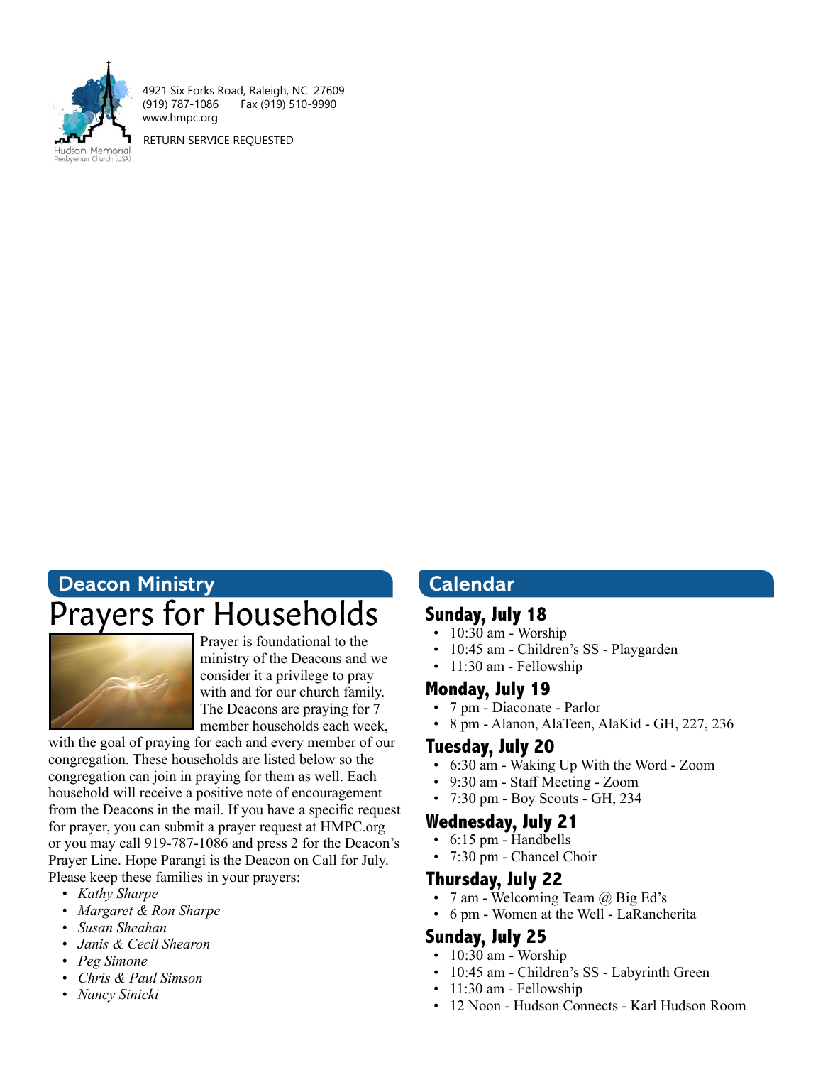4921 Six Forks Road, Raleigh, NC 27609
(919) 787-1086 Fax (919) 510-9990
www.hmpc.org

RETURN SERVICE REQUESTED

Hudson Memorial
Presbyterian Church (USA)

## Deacon Ministry

# Prayers for Households

Prayer is foundational to the ministry of the Deacons and we consider it a privilege to pray with and for our church family. The Deacons are praying for 7 member households each week, with the goal of praying for each and every member of our congregation. These households are listed below so the congregation can join in praying for them as well. Each household will receive a positive note of encouragement from the Deacons in the mail. If you have a specific request for prayer, you can submit a prayer request at HMPC.org or you may call 919-787-1086 and press 2 for the Deacon's Prayer Line. Hope Parangi is the Deacon on Call for July. Please keep these families in your prayers:

- *Kathy Sharpe*
- *Margaret & Ron Sharpe*
- *Susan Sheahan*
- *Janis & Cecil Shearon*
- *Peg Simone*
- *Chris & Paul Simson*
- *Nancy Sinicki*

## Calendar

### Sunday, July 18
- 10:30 am - Worship
- 10:45 am - Children's SS - Playgarden
- 11:30 am - Fellowship

### Monday, July 19
- 7 pm - Diaconate - Parlor
- 8 pm - Alanon, AlaTeen, AlaKid - GH, 227, 236

### Tuesday, July 20
- 6:30 am - Waking Up With the Word - Zoom
- 9:30 am - Staff Meeting - Zoom
- 7:30 pm - Boy Scouts - GH, 234

### Wednesday, July 21
- 6:15 pm - Handbells
- 7:30 pm - Chancel Choir

### Thursday, July 22
- 7 am - Welcoming Team @ Big Ed's
- 6 pm - Women at the Well - LaRancherita

### Sunday, July 25
- 10:30 am - Worship
- 10:45 am - Children's SS - Labyrinth Green
- 11:30 am - Fellowship
- 12 Noon - Hudson Connects - Karl Hudson Room